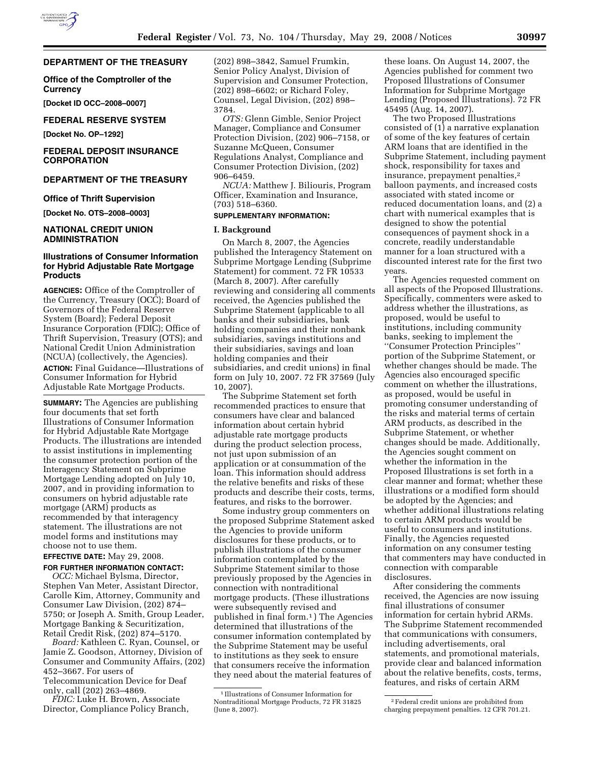## DEPARTMENT OF THE TREASURY

### Office of the Comptroller of the Currency

**[Docket ID OCC–2008–0007]**

## FEDERAL RESERVE SYSTEM

**[Docket No. OP–1292]**

## FEDERAL DEPOSIT INSURANCE CORPORATION

## DEPARTMENT OF THE TREASURY

### Office of Thrift Supervision

**[Docket No. OTS–2008–0003]**

## NATIONAL CREDIT UNION ADMINISTRATION

## Illustrations of Consumer Information for Hybrid Adjustable Rate Mortgage Products

**AGENCIES:** Office of the Comptroller of the Currency, Treasury (OCC); Board of Governors of the Federal Reserve System (Board); Federal Deposit Insurance Corporation (FDIC); Office of Thrift Supervision, Treasury (OTS); and National Credit Union Administration (NCUA) (collectively, the Agencies).

**ACTION:** Final Guidance—Illustrations of Consumer Information for Hybrid Adjustable Rate Mortgage Products.

**SUMMARY:** The Agencies are publishing four documents that set forth Illustrations of Consumer Information for Hybrid Adjustable Rate Mortgage Products. The illustrations are intended to assist institutions in implementing the consumer protection portion of the Interagency Statement on Subprime Mortgage Lending adopted on July 10, 2007, and in providing information to consumers on hybrid adjustable rate mortgage (ARM) products as recommended by that interagency statement. The illustrations are not model forms and institutions may choose not to use them.

**EFFECTIVE DATE:** May 29, 2008.

**FOR FURTHER INFORMATION CONTACT:**

*OCC:* Michael Bylsma, Director, Stephen Van Meter, Assistant Director, Carolle Kim, Attorney, Community and Consumer Law Division, (202) 874–5750; or Joseph A. Smith, Group Leader, Mortgage Banking & Securitization, Retail Credit Risk, (202) 874–5170.

*Board:* Kathleen C. Ryan, Counsel, or Jamie Z. Goodson, Attorney, Division of Consumer and Community Affairs, (202) 452–3667. For users of Telecommunication Device for Deaf only, call (202) 263–4869.

*FDIC:* Luke H. Brown, Associate Director, Compliance Policy Branch, (202) 898–3842, Samuel Frumkin, Senior Policy Analyst, Division of Supervision and Consumer Protection, (202) 898–6602; or Richard Foley, Counsel, Legal Division, (202) 898–3784.

*OTS:* Glenn Gimble, Senior Project Manager, Compliance and Consumer Protection Division, (202) 906–7158, or Suzanne McQueen, Consumer Regulations Analyst, Compliance and Consumer Protection Division, (202) 906–6459.

*NCUA:* Matthew J. Biliouris, Program Officer, Examination and Insurance, (703) 518–6360.

**SUPPLEMENTARY INFORMATION:**

### I. Background

On March 8, 2007, the Agencies published the Interagency Statement on Subprime Mortgage Lending (Subprime Statement) for comment. 72 FR 10533 (March 8, 2007). After carefully reviewing and considering all comments received, the Agencies published the Subprime Statement (applicable to all banks and their subsidiaries, bank holding companies and their nonbank subsidiaries, savings institutions and their subsidiaries, savings and loan holding companies and their subsidiaries, and credit unions) in final form on July 10, 2007. 72 FR 37569 (July 10, 2007).

The Subprime Statement set forth recommended practices to ensure that consumers have clear and balanced information about certain hybrid adjustable rate mortgage products during the product selection process, not just upon submission of an application or at consummation of the loan. This information should address the relative benefits and risks of these products and describe their costs, terms, features, and risks to the borrower.

Some industry group commenters on the proposed Subprime Statement asked the Agencies to provide uniform disclosures for these products, or to publish illustrations of the consumer information contemplated by the Subprime Statement similar to those previously proposed by the Agencies in connection with nontraditional mortgage products. (These illustrations were subsequently revised and published in final form.[1]) The Agencies determined that illustrations of the consumer information contemplated by the Subprime Statement may be useful to institutions as they seek to ensure that consumers receive the information they need about the material features of these loans. On August 14, 2007, the Agencies published for comment two Proposed Illustrations of Consumer Information for Subprime Mortgage Lending (Proposed Illustrations). 72 FR 45495 (Aug. 14, 2007).

The two Proposed Illustrations consisted of (1) a narrative explanation of some of the key features of certain ARM loans that are identified in the Subprime Statement, including payment shock, responsibility for taxes and insurance, prepayment penalties,[2] balloon payments, and increased costs associated with stated income or reduced documentation loans, and (2) a chart with numerical examples that is designed to show the potential consequences of payment shock in a concrete, readily understandable manner for a loan structured with a discounted interest rate for the first two years.

The Agencies requested comment on all aspects of the Proposed Illustrations. Specifically, commenters were asked to address whether the illustrations, as proposed, would be useful to institutions, including community banks, seeking to implement the ''Consumer Protection Principles'' portion of the Subprime Statement, or whether changes should be made. The Agencies also encouraged specific comment on whether the illustrations, as proposed, would be useful in promoting consumer understanding of the risks and material terms of certain ARM products, as described in the Subprime Statement, or whether changes should be made. Additionally, the Agencies sought comment on whether the information in the Proposed Illustrations is set forth in a clear manner and format; whether these illustrations or a modified form should be adopted by the Agencies; and whether additional illustrations relating to certain ARM products would be useful to consumers and institutions. Finally, the Agencies requested information on any consumer testing that commenters may have conducted in connection with comparable disclosures.

After considering the comments received, the Agencies are now issuing final illustrations of consumer information for certain hybrid ARMs. The Subprime Statement recommended that communications with consumers, including advertisements, oral statements, and promotional materials, provide clear and balanced information about the relative benefits, costs, terms, features, and risks of certain ARM

---

[1] Illustrations of Consumer Information for Nontraditional Mortgage Products, 72 FR 31825 (June 8, 2007).

[2] Federal credit unions are prohibited from charging prepayment penalties. 12 CFR 701.21.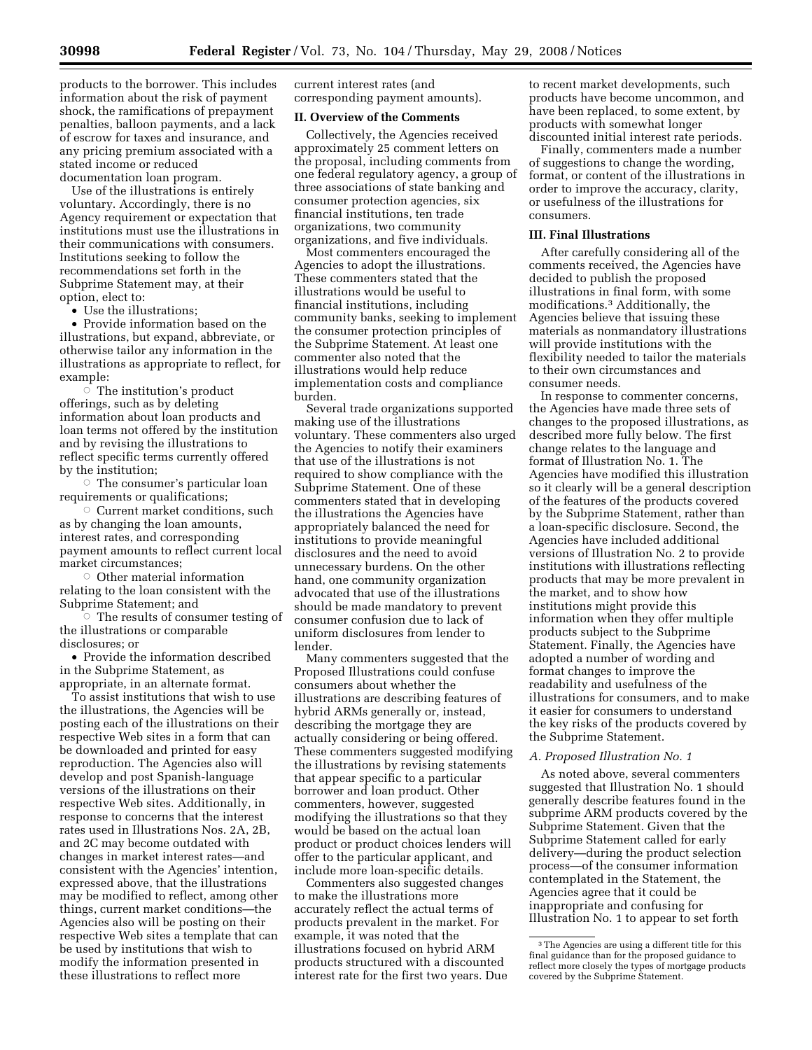products to the borrower. This includes information about the risk of payment shock, the ramifications of prepayment penalties, balloon payments, and a lack of escrow for taxes and insurance, and any pricing premium associated with a stated income or reduced documentation loan program.

Use of the illustrations is entirely voluntary. Accordingly, there is no Agency requirement or expectation that institutions must use the illustrations in their communications with consumers. Institutions seeking to follow the recommendations set forth in the Subprime Statement may, at their option, elect to:

- Use the illustrations;
- Provide information based on the illustrations, but expand, abbreviate, or otherwise tailor any information in the illustrations as appropriate to reflect, for example:
  - The institution's product offerings, such as by deleting information about loan products and loan terms not offered by the institution and by revising the illustrations to reflect specific terms currently offered by the institution;
  - The consumer's particular loan requirements or qualifications;
  - Current market conditions, such as by changing the loan amounts, interest rates, and corresponding payment amounts to reflect current local market circumstances;
  - Other material information relating to the loan consistent with the Subprime Statement; and
  - The results of consumer testing of the illustrations or comparable disclosures; or
- Provide the information described in the Subprime Statement, as appropriate, in an alternate format.

To assist institutions that wish to use the illustrations, the Agencies will be posting each of the illustrations on their respective Web sites in a form that can be downloaded and printed for easy reproduction. The Agencies also will develop and post Spanish-language versions of the illustrations on their respective Web sites. Additionally, in response to concerns that the interest rates used in Illustrations Nos. 2A, 2B, and 2C may become outdated with changes in market interest rates—and consistent with the Agencies' intention, expressed above, that the illustrations may be modified to reflect, among other things, current market conditions—the Agencies also will be posting on their respective Web sites a template that can be used by institutions that wish to modify the information presented in these illustrations to reflect more current interest rates (and corresponding payment amounts).

## II. Overview of the Comments

Collectively, the Agencies received approximately 25 comment letters on the proposal, including comments from one federal regulatory agency, a group of three associations of state banking and consumer protection agencies, six financial institutions, ten trade organizations, two community organizations, and five individuals.

Most commenters encouraged the Agencies to adopt the illustrations. These commenters stated that the illustrations would be useful to financial institutions, including community banks, seeking to implement the consumer protection principles of the Subprime Statement. At least one commenter also noted that the illustrations would help reduce implementation costs and compliance burden.

Several trade organizations supported making use of the illustrations voluntary. These commenters also urged the Agencies to notify their examiners that use of the illustrations is not required to show compliance with the Subprime Statement. One of these commenters stated that in developing the illustrations the Agencies have appropriately balanced the need for institutions to provide meaningful disclosures and the need to avoid unnecessary burdens. On the other hand, one community organization advocated that use of the illustrations should be made mandatory to prevent consumer confusion due to lack of uniform disclosures from lender to lender.

Many commenters suggested that the Proposed Illustrations could confuse consumers about whether the illustrations are describing features of hybrid ARMs generally or, instead, describing the mortgage they are actually considering or being offered. These commenters suggested modifying the illustrations by revising statements that appear specific to a particular borrower and loan product. Other commenters, however, suggested modifying the illustrations so that they would be based on the actual loan product or product choices lenders will offer to the particular applicant, and include more loan-specific details.

Commenters also suggested changes to make the illustrations more accurately reflect the actual terms of products prevalent in the market. For example, it was noted that the illustrations focused on hybrid ARM products structured with a discounted interest rate for the first two years. Due to recent market developments, such products have become uncommon, and have been replaced, to some extent, by products with somewhat longer discounted initial interest rate periods.

Finally, commenters made a number of suggestions to change the wording, format, or content of the illustrations in order to improve the accuracy, clarity, or usefulness of the illustrations for consumers.

## III. Final Illustrations

After carefully considering all of the comments received, the Agencies have decided to publish the proposed illustrations in final form, with some modifications.[3] Additionally, the Agencies believe that issuing these materials as nonmandatory illustrations will provide institutions with the flexibility needed to tailor the materials to their own circumstances and consumer needs.

In response to commenter concerns, the Agencies have made three sets of changes to the proposed illustrations, as described more fully below. The first change relates to the language and format of Illustration No. 1. The Agencies have modified this illustration so it clearly will be a general description of the features of the products covered by the Subprime Statement, rather than a loan-specific disclosure. Second, the Agencies have included additional versions of Illustration No. 2 to provide institutions with illustrations reflecting products that may be more prevalent in the market, and to show how institutions might provide this information when they offer multiple products subject to the Subprime Statement. Finally, the Agencies have adopted a number of wording and format changes to improve the readability and usefulness of the illustrations for consumers, and to make it easier for consumers to understand the key risks of the products covered by the Subprime Statement.

### *A. Proposed Illustration No. 1*

As noted above, several commenters suggested that Illustration No. 1 should generally describe features found in the subprime ARM products covered by the Subprime Statement. Given that the Subprime Statement called for early delivery—during the product selection process—of the consumer information contemplated in the Statement, the Agencies agree that it could be inappropriate and confusing for Illustration No. 1 to appear to set forth

[3] The Agencies are using a different title for this final guidance than for the proposed guidance to reflect more closely the types of mortgage products covered by the Subprime Statement.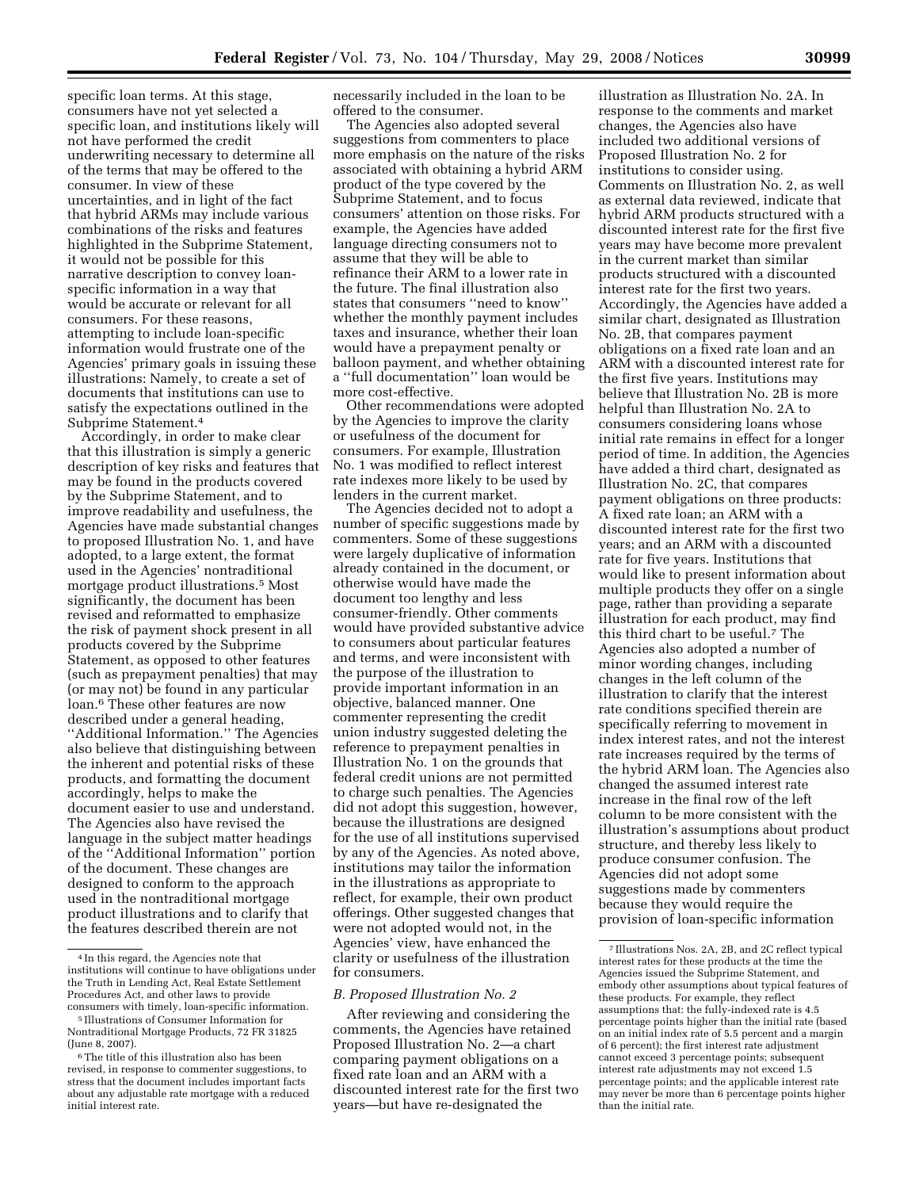specific loan terms. At this stage, consumers have not yet selected a specific loan, and institutions likely will not have performed the credit underwriting necessary to determine all of the terms that may be offered to the consumer. In view of these uncertainties, and in light of the fact that hybrid ARMs may include various combinations of the risks and features highlighted in the Subprime Statement, it would not be possible for this narrative description to convey loan-specific information in a way that would be accurate or relevant for all consumers. For these reasons, attempting to include loan-specific information would frustrate one of the Agencies' primary goals in issuing these illustrations: Namely, to create a set of documents that institutions can use to satisfy the expectations outlined in the Subprime Statement.[4]

Accordingly, in order to make clear that this illustration is simply a generic description of key risks and features that may be found in the products covered by the Subprime Statement, and to improve readability and usefulness, the Agencies have made substantial changes to proposed Illustration No. 1, and have adopted, to a large extent, the format used in the Agencies' nontraditional mortgage product illustrations.[5] Most significantly, the document has been revised and reformatted to emphasize the risk of payment shock present in all products covered by the Subprime Statement, as opposed to other features (such as prepayment penalties) that may (or may not) be found in any particular loan.[6] These other features are now described under a general heading, "Additional Information." The Agencies also believe that distinguishing between the inherent and potential risks of these products, and formatting the document accordingly, helps to make the document easier to use and understand. The Agencies also have revised the language in the subject matter headings of the "Additional Information" portion of the document. These changes are designed to conform to the approach used in the nontraditional mortgage product illustrations and to clarify that the features described therein are not necessarily included in the loan to be offered to the consumer.

The Agencies also adopted several suggestions from commenters to place more emphasis on the nature of the risks associated with obtaining a hybrid ARM product of the type covered by the Subprime Statement, and to focus consumers' attention on those risks. For example, the Agencies have added language directing consumers not to assume that they will be able to refinance their ARM to a lower rate in the future. The final illustration also states that consumers "need to know" whether the monthly payment includes taxes and insurance, whether their loan would have a prepayment penalty or balloon payment, and whether obtaining a "full documentation" loan would be more cost-effective.

Other recommendations were adopted by the Agencies to improve the clarity or usefulness of the document for consumers. For example, Illustration No. 1 was modified to reflect interest rate indexes more likely to be used by lenders in the current market.

The Agencies decided not to adopt a number of specific suggestions made by commenters. Some of these suggestions were largely duplicative of information already contained in the document, or otherwise would have made the document too lengthy and less consumer-friendly. Other comments would have provided substantive advice to consumers about particular features and terms, and were inconsistent with the purpose of the illustration to provide important information in an objective, balanced manner. One commenter representing the credit union industry suggested deleting the reference to prepayment penalties in Illustration No. 1 on the grounds that federal credit unions are not permitted to charge such penalties. The Agencies did not adopt this suggestion, however, because the illustrations are designed for the use of all institutions supervised by any of the Agencies. As noted above, institutions may tailor the information in the illustrations as appropriate to reflect, for example, their own product offerings. Other suggested changes that were not adopted would not, in the Agencies' view, have enhanced the clarity or usefulness of the illustration for consumers.

### *B. Proposed Illustration No. 2*

After reviewing and considering the comments, the Agencies have retained Proposed Illustration No. 2—a chart comparing payment obligations on a fixed rate loan and an ARM with a discounted interest rate for the first two years—but have re-designated the illustration as Illustration No. 2A. In response to the comments and market changes, the Agencies also have included two additional versions of Proposed Illustration No. 2 for institutions to consider using. Comments on Illustration No. 2, as well as external data reviewed, indicate that hybrid ARM products structured with a discounted interest rate for the first five years may have become more prevalent in the current market than similar products structured with a discounted interest rate for the first two years. Accordingly, the Agencies have added a similar chart, designated as Illustration No. 2B, that compares payment obligations on a fixed rate loan and an ARM with a discounted interest rate for the first five years. Institutions may believe that Illustration No. 2B is more helpful than Illustration No. 2A to consumers considering loans whose initial rate remains in effect for a longer period of time. In addition, the Agencies have added a third chart, designated as Illustration No. 2C, that compares payment obligations on three products: A fixed rate loan; an ARM with a discounted interest rate for the first two years; and an ARM with a discounted rate for five years. Institutions that would like to present information about multiple products they offer on a single page, rather than providing a separate illustration for each product, may find this third chart to be useful.[7] The Agencies also adopted a number of minor wording changes, including changes in the left column of the illustration to clarify that the interest rate conditions specified therein are specifically referring to movement in index interest rates, and not the interest rate increases required by the terms of the hybrid ARM loan. The Agencies also changed the assumed interest rate increase in the final row of the left column to be more consistent with the illustration's assumptions about product structure, and thereby less likely to produce consumer confusion. The Agencies did not adopt some suggestions made by commenters because they would require the provision of loan-specific information

---

[4] In this regard, the Agencies note that institutions will continue to have obligations under the Truth in Lending Act, Real Estate Settlement Procedures Act, and other laws to provide consumers with timely, loan-specific information.

[5] Illustrations of Consumer Information for Nontraditional Mortgage Products, 72 FR 31825 (June 8, 2007).

[6] The title of this illustration also has been revised, in response to commenter suggestions, to stress that the document includes important facts about any adjustable rate mortgage with a reduced initial interest rate.

[7] Illustrations Nos. 2A, 2B, and 2C reflect typical interest rates for these products at the time the Agencies issued the Subprime Statement, and embody other assumptions about typical features of these products. For example, they reflect assumptions that: the fully-indexed rate is 4.5 percentage points higher than the initial rate (based on an initial index rate of 5.5 percent and a margin of 6 percent); the first interest rate adjustment cannot exceed 3 percentage points; subsequent interest rate adjustments may not exceed 1.5 percentage points; and the applicable interest rate may never be more than 6 percentage points higher than the initial rate.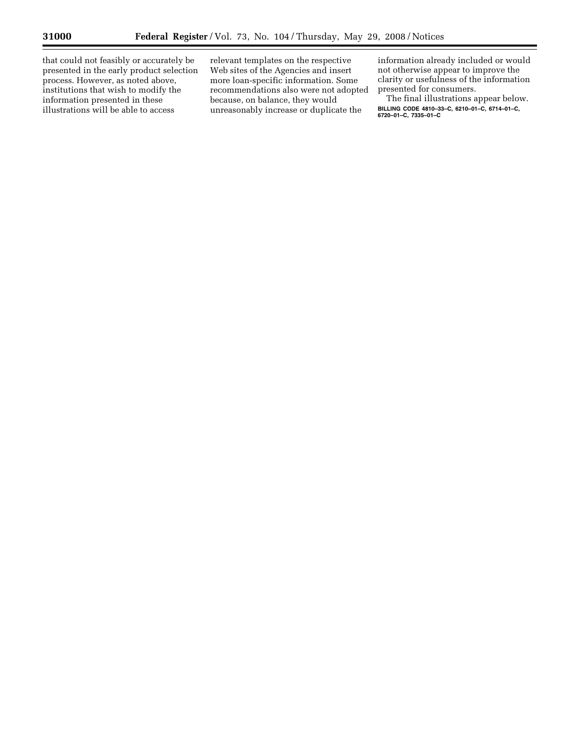that could not feasibly or accurately be presented in the early product selection process. However, as noted above, institutions that wish to modify the information presented in these illustrations will be able to access relevant templates on the respective Web sites of the Agencies and insert more loan-specific information. Some recommendations also were not adopted because, on balance, they would unreasonably increase or duplicate the information already included or would not otherwise appear to improve the clarity or usefulness of the information presented for consumers.

The final illustrations appear below.

BILLING CODE 4810–33–C, 6210–01–C, 6714–01–C, 6720–01–C, 7335–01–C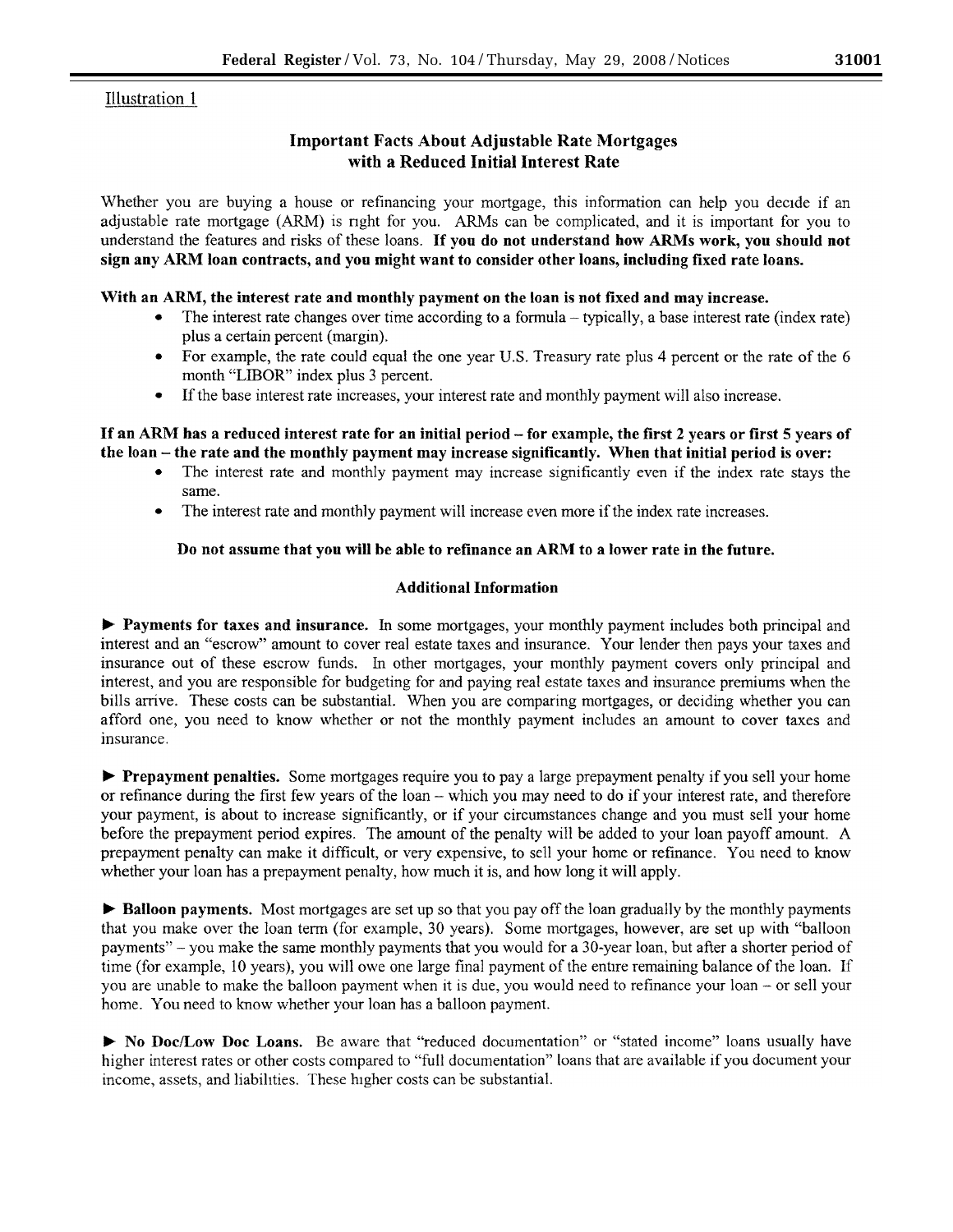Illustration 1

## Important Facts About Adjustable Rate Mortgages with a Reduced Initial Interest Rate

Whether you are buying a house or refinancing your mortgage, this information can help you decide if an adjustable rate mortgage (ARM) is right for you. ARMs can be complicated, and it is important for you to understand the features and risks of these loans. **If you do not understand how ARMs work, you should not sign any ARM loan contracts, and you might want to consider other loans, including fixed rate loans.**

**With an ARM, the interest rate and monthly payment on the loan is not fixed and may increase.**

- The interest rate changes over time according to a formula – typically, a base interest rate (index rate) plus a certain percent (margin).
- For example, the rate could equal the one year U.S. Treasury rate plus 4 percent or the rate of the 6 month "LIBOR" index plus 3 percent.
- If the base interest rate increases, your interest rate and monthly payment will also increase.

**If an ARM has a reduced interest rate for an initial period – for example, the first 2 years or first 5 years of the loan – the rate and the monthly payment may increase significantly. When that initial period is over:**

- The interest rate and monthly payment may increase significantly even if the index rate stays the same.
- The interest rate and monthly payment will increase even more if the index rate increases.

**Do not assume that you will be able to refinance an ARM to a lower rate in the future.**

### Additional Information

► **Payments for taxes and insurance.** In some mortgages, your monthly payment includes both principal and interest and an "escrow" amount to cover real estate taxes and insurance. Your lender then pays your taxes and insurance out of these escrow funds. In other mortgages, your monthly payment covers only principal and interest, and you are responsible for budgeting for and paying real estate taxes and insurance premiums when the bills arrive. These costs can be substantial. When you are comparing mortgages, or deciding whether you can afford one, you need to know whether or not the monthly payment includes an amount to cover taxes and insurance.

► **Prepayment penalties.** Some mortgages require you to pay a large prepayment penalty if you sell your home or refinance during the first few years of the loan – which you may need to do if your interest rate, and therefore your payment, is about to increase significantly, or if your circumstances change and you must sell your home before the prepayment period expires. The amount of the penalty will be added to your loan payoff amount. A prepayment penalty can make it difficult, or very expensive, to sell your home or refinance. You need to know whether your loan has a prepayment penalty, how much it is, and how long it will apply.

► **Balloon payments.** Most mortgages are set up so that you pay off the loan gradually by the monthly payments that you make over the loan term (for example, 30 years). Some mortgages, however, are set up with "balloon payments" – you make the same monthly payments that you would for a 30-year loan, but after a shorter period of time (for example, 10 years), you will owe one large final payment of the entire remaining balance of the loan. If you are unable to make the balloon payment when it is due, you would need to refinance your loan – or sell your home. You need to know whether your loan has a balloon payment.

► **No Doc/Low Doc Loans.** Be aware that "reduced documentation" or "stated income" loans usually have higher interest rates or other costs compared to "full documentation" loans that are available if you document your income, assets, and liabilities. These higher costs can be substantial.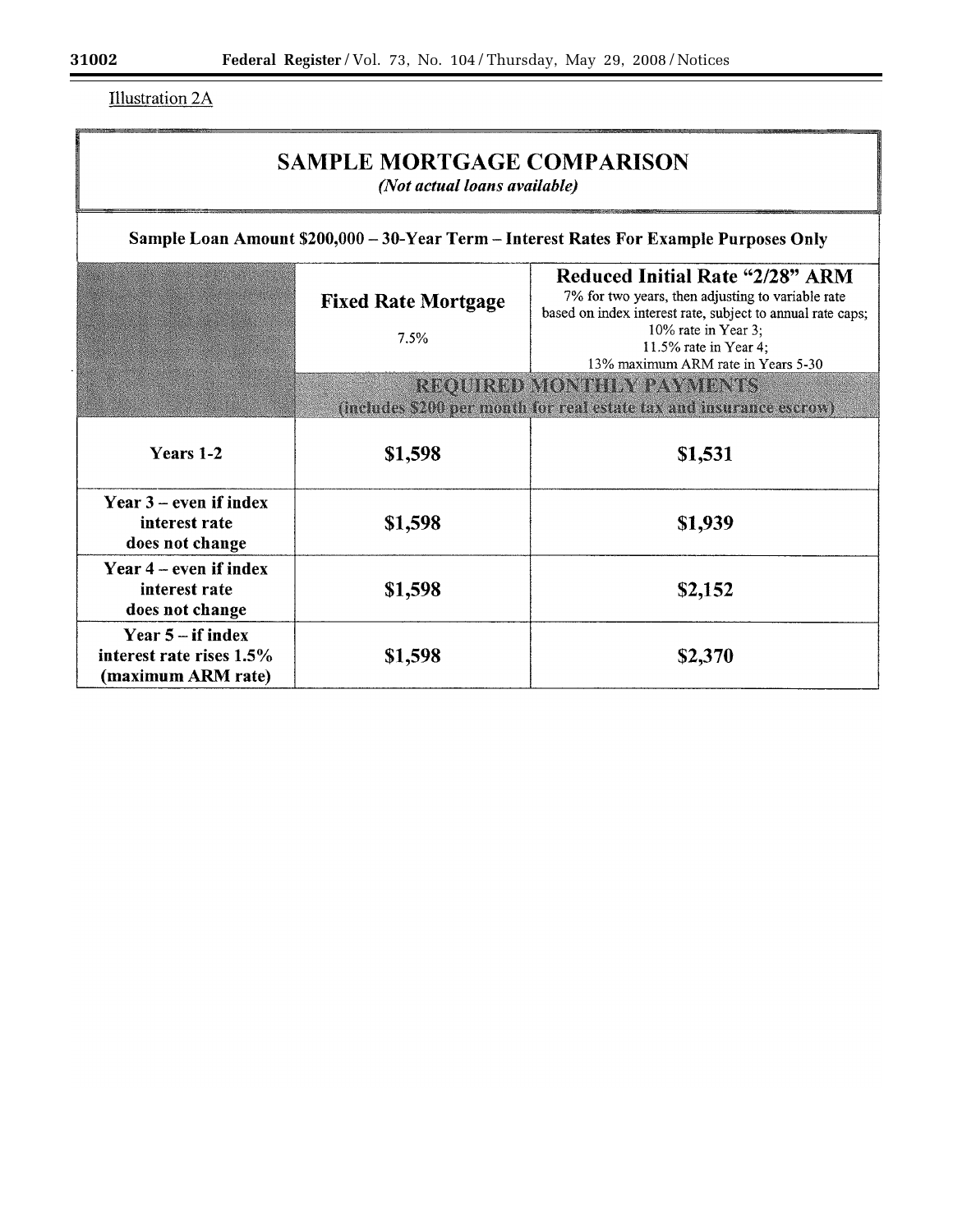Illustration 2A

| SAMPLE MORTGAGE COMPARISON *(Not actual loans available)* | | |
|---|---|---|
| **Sample Loan Amount $200,000 – 30-Year Term – Interest Rates For Example Purposes Only** | | |
| | **Fixed Rate Mortgage** 7.5% | **Reduced Initial Rate "2/28" ARM** 7% for two years, then adjusting to variable rate based on index interest rate, subject to annual rate caps; 10% rate in Year 3; 11.5% rate in Year 4; 13% maximum ARM rate in Years 5-30 |
| | **REQUIRED MONTHLY PAYMENTS** (includes $200 per month for real estate tax and insurance escrow) | |
| **Years 1-2** | **$1,598** | **$1,531** |
| **Year 3 – even if index interest rate does not change** | **$1,598** | **$1,939** |
| **Year 4 – even if index interest rate does not change** | **$1,598** | **$2,152** |
| **Year 5 – if index interest rate rises 1.5% (maximum ARM rate)** | **$1,598** | **$2,370** |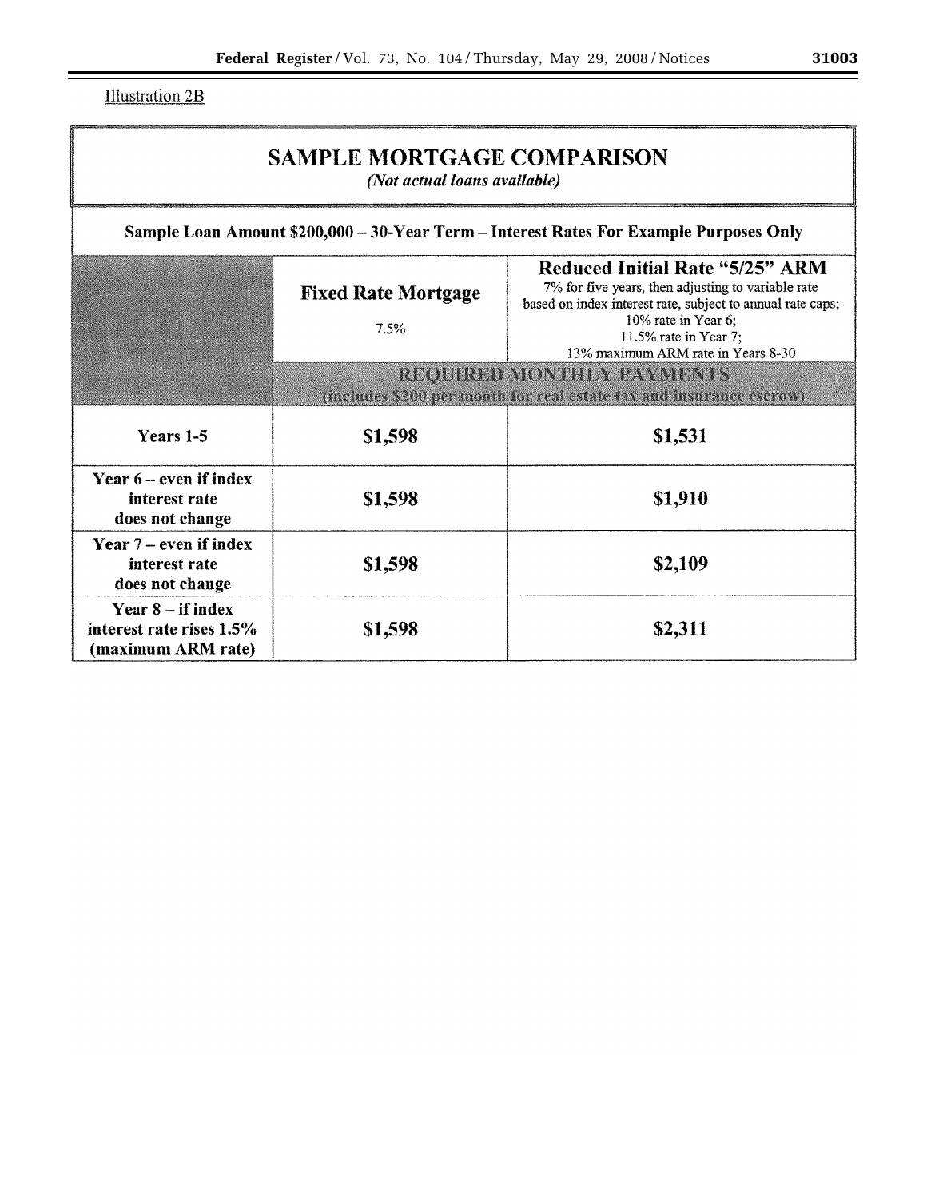Illustration 2B

## SAMPLE MORTGAGE COMPARISON

*(Not actual loans available)*

**Sample Loan Amount $200,000 – 30-Year Term – Interest Rates For Example Purposes Only**

| | **Fixed Rate Mortgage** 7.5% | **Reduced Initial Rate "5/25" ARM** 7% for five years, then adjusting to variable rate based on index interest rate, subject to annual rate caps; 10% rate in Year 6; 11.5% rate in Year 7; 13% maximum ARM rate in Years 8-30 |
|---|---|---|
| | **REQUIRED MONTHLY PAYMENTS** (includes $200 per month for real estate tax and insurance escrow) | |
| **Years 1-5** | **$1,598** | **$1,531** |
| **Year 6 – even if index interest rate does not change** | **$1,598** | **$1,910** |
| **Year 7 – even if index interest rate does not change** | **$1,598** | **$2,109** |
| **Year 8 – if index interest rate rises 1.5% (maximum ARM rate)** | **$1,598** | **$2,311** |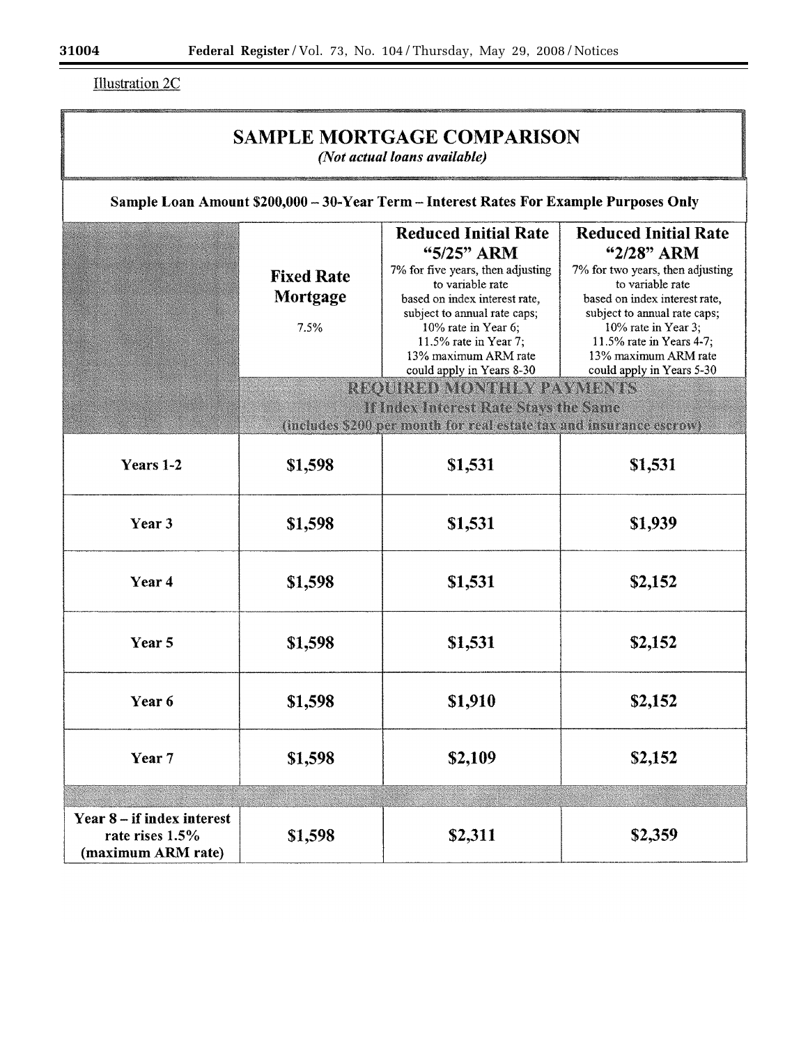Illustration 2C

## SAMPLE MORTGAGE COMPARISON

*(Not actual loans available)*

**Sample Loan Amount $200,000 – 30-Year Term – Interest Rates For Example Purposes Only**

| | **Fixed Rate Mortgage** 7.5% | **Reduced Initial Rate "5/25" ARM** 7% for five years, then adjusting to variable rate based on index interest rate, subject to annual rate caps; 10% rate in Year 6; 11.5% rate in Year 7; 13% maximum ARM rate could apply in Years 8-30 | **Reduced Initial Rate "2/28" ARM** 7% for two years, then adjusting to variable rate based on index interest rate, subject to annual rate caps; 10% rate in Year 3; 11.5% rate in Years 4-7; 13% maximum ARM rate could apply in Years 5-30 |
|---|---|---|---|
| | **REQUIRED MONTHLY PAYMENTS If Index Interest Rate Stays the Same (includes $200 per month for real estate tax and insurance escrow)** | | |
| **Years 1-2** | **$1,598** | **$1,531** | **$1,531** |
| **Year 3** | **$1,598** | **$1,531** | **$1,939** |
| **Year 4** | **$1,598** | **$1,531** | **$2,152** |
| **Year 5** | **$1,598** | **$1,531** | **$2,152** |
| **Year 6** | **$1,598** | **$1,910** | **$2,152** |
| **Year 7** | **$1,598** | **$2,109** | **$2,152** |
| | | | |
| **Year 8 – if index interest rate rises 1.5% (maximum ARM rate)** | **$1,598** | **$2,311** | **$2,359** |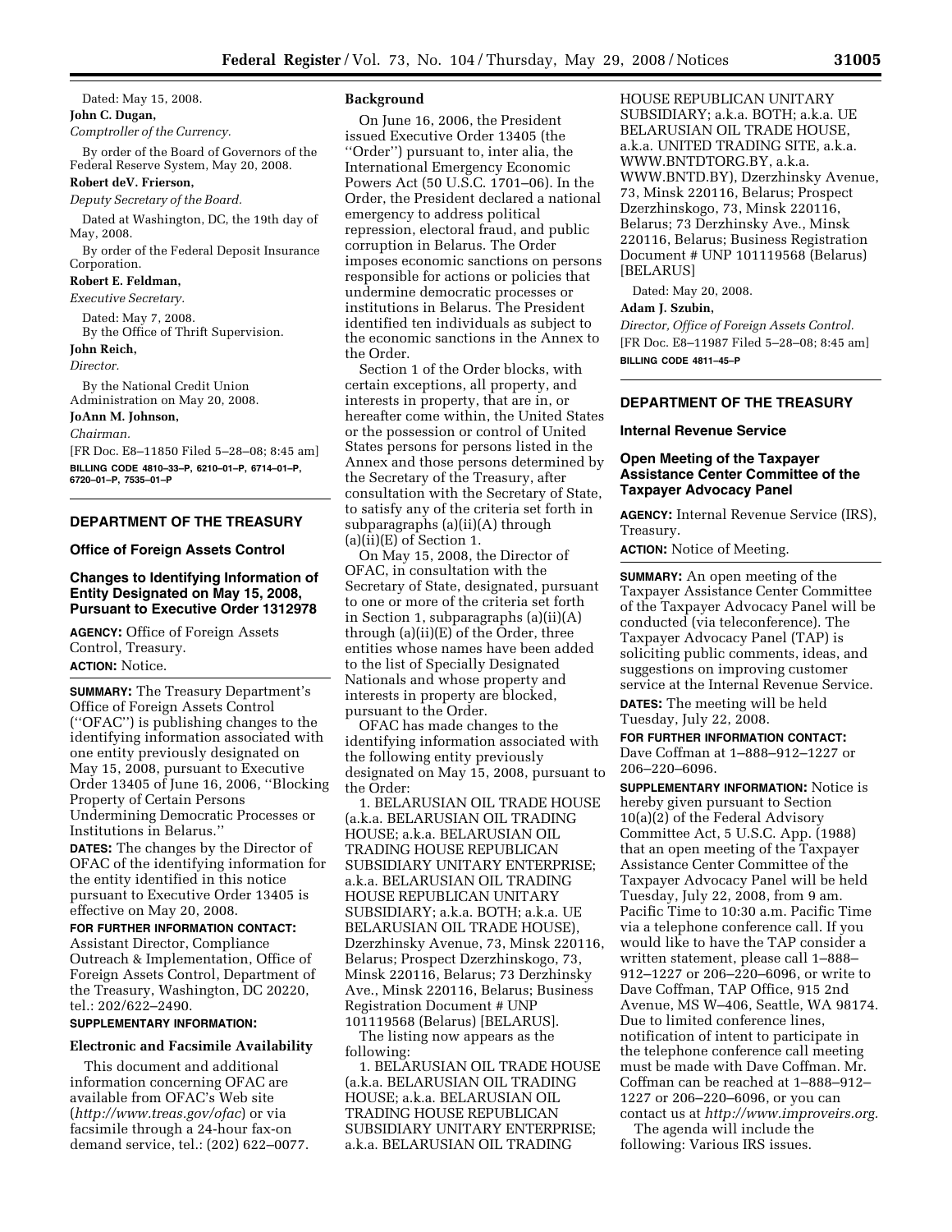Dated: May 15, 2008.

**John C. Dugan,**

*Comptroller of the Currency.*

By order of the Board of Governors of the Federal Reserve System, May 20, 2008.

**Robert deV. Frierson,**

*Deputy Secretary of the Board.*

Dated at Washington, DC, the 19th day of May, 2008.

By order of the Federal Deposit Insurance Corporation.

**Robert E. Feldman,**

*Executive Secretary.*

Dated: May 7, 2008.

By the Office of Thrift Supervision.

**John Reich,**

*Director.*

By the National Credit Union Administration on May 20, 2008.

**JoAnn M. Johnson,**

*Chairman.*

[FR Doc. E8–11850 Filed 5–28–08; 8:45 am]

**BILLING CODE 4810–33–P, 6210–01–P, 6714–01–P, 6720–01–P, 7535–01–P**

## DEPARTMENT OF THE TREASURY

### Office of Foreign Assets Control

### Changes to Identifying Information of Entity Designated on May 15, 2008, Pursuant to Executive Order 1312978

**AGENCY:** Office of Foreign Assets Control, Treasury.

**ACTION:** Notice.

**SUMMARY:** The Treasury Department's Office of Foreign Assets Control (''OFAC'') is publishing changes to the identifying information associated with one entity previously designated on May 15, 2008, pursuant to Executive Order 13405 of June 16, 2006, ''Blocking Property of Certain Persons Undermining Democratic Processes or Institutions in Belarus.''

**DATES:** The changes by the Director of OFAC of the identifying information for the entity identified in this notice pursuant to Executive Order 13405 is effective on May 20, 2008.

**FOR FURTHER INFORMATION CONTACT:** Assistant Director, Compliance Outreach & Implementation, Office of Foreign Assets Control, Department of the Treasury, Washington, DC 20220, tel.: 202/622–2490.

**SUPPLEMENTARY INFORMATION:**

**Electronic and Facsimile Availability**

This document and additional information concerning OFAC are available from OFAC's Web site (*http://www.treas.gov/ofac*) or via facsimile through a 24-hour fax-on demand service, tel.: (202) 622–0077.

**Background**

On June 16, 2006, the President issued Executive Order 13405 (the ''Order'') pursuant to, inter alia, the International Emergency Economic Powers Act (50 U.S.C. 1701–06). In the Order, the President declared a national emergency to address political repression, electoral fraud, and public corruption in Belarus. The Order imposes economic sanctions on persons responsible for actions or policies that undermine democratic processes or institutions in Belarus. The President identified ten individuals as subject to the economic sanctions in the Annex to the Order.

Section 1 of the Order blocks, with certain exceptions, all property, and interests in property, that are in, or hereafter come within, the United States or the possession or control of United States persons for persons listed in the Annex and those persons determined by the Secretary of the Treasury, after consultation with the Secretary of State, to satisfy any of the criteria set forth in subparagraphs (a)(ii)(A) through (a)(ii)(E) of Section 1.

On May 15, 2008, the Director of OFAC, in consultation with the Secretary of State, designated, pursuant to one or more of the criteria set forth in Section 1, subparagraphs (a)(ii)(A) through (a)(ii)(E) of the Order, three entities whose names have been added to the list of Specially Designated Nationals and whose property and interests in property are blocked, pursuant to the Order.

OFAC has made changes to the identifying information associated with the following entity previously designated on May 15, 2008, pursuant to the Order:

1. BELARUSIAN OIL TRADE HOUSE (a.k.a. BELARUSIAN OIL TRADING HOUSE; a.k.a. BELARUSIAN OIL TRADING HOUSE REPUBLICAN SUBSIDIARY UNITARY ENTERPRISE; a.k.a. BELARUSIAN OIL TRADING HOUSE REPUBLICAN UNITARY SUBSIDIARY; a.k.a. BOTH; a.k.a. UE BELARUSIAN OIL TRADE HOUSE), Dzerzhinsky Avenue, 73, Minsk 220116, Belarus; Prospect Dzerzhinskogo, 73, Minsk 220116, Belarus; 73 Derzhinsky Ave., Minsk 220116, Belarus; Business Registration Document # UNP 101119568 (Belarus) [BELARUS].

The listing now appears as the following:

1. BELARUSIAN OIL TRADE HOUSE (a.k.a. BELARUSIAN OIL TRADING HOUSE; a.k.a. BELARUSIAN OIL TRADING HOUSE REPUBLICAN SUBSIDIARY UNITARY ENTERPRISE; a.k.a. BELARUSIAN OIL TRADING HOUSE REPUBLICAN UNITARY SUBSIDIARY; a.k.a. BOTH; a.k.a. UE BELARUSIAN OIL TRADE HOUSE, a.k.a. UNITED TRADING SITE, a.k.a. WWW.BNTDTORG.BY, a.k.a. WWW.BNTD.BY), Dzerzhinsky Avenue, 73, Minsk 220116, Belarus; Prospect Dzerzhinskogo, 73, Minsk 220116, Belarus; 73 Derzhinsky Ave., Minsk 220116, Belarus; Business Registration Document # UNP 101119568 (Belarus) [BELARUS]

Dated: May 20, 2008.

**Adam J. Szubin,**

*Director, Office of Foreign Assets Control.*

[FR Doc. E8–11987 Filed 5–28–08; 8:45 am]

**BILLING CODE 4811–45–P**

## DEPARTMENT OF THE TREASURY

### Internal Revenue Service

### Open Meeting of the Taxpayer Assistance Center Committee of the Taxpayer Advocacy Panel

**AGENCY:** Internal Revenue Service (IRS), Treasury.

**ACTION:** Notice of Meeting.

**SUMMARY:** An open meeting of the Taxpayer Assistance Center Committee of the Taxpayer Advocacy Panel will be conducted (via teleconference). The Taxpayer Advocacy Panel (TAP) is soliciting public comments, ideas, and suggestions on improving customer service at the Internal Revenue Service.

**DATES:** The meeting will be held Tuesday, July 22, 2008.

**FOR FURTHER INFORMATION CONTACT:** Dave Coffman at 1–888–912–1227 or 206–220–6096.

**SUPPLEMENTARY INFORMATION:** Notice is hereby given pursuant to Section 10(a)(2) of the Federal Advisory Committee Act, 5 U.S.C. App. (1988) that an open meeting of the Taxpayer Assistance Center Committee of the Taxpayer Advocacy Panel will be held Tuesday, July 22, 2008, from 9 am. Pacific Time to 10:30 a.m. Pacific Time via a telephone conference call. If you would like to have the TAP consider a written statement, please call 1–888–912–1227 or 206–220–6096, or write to Dave Coffman, TAP Office, 915 2nd Avenue, MS W–406, Seattle, WA 98174. Due to limited conference lines, notification of intent to participate in the telephone conference call meeting must be made with Dave Coffman. Mr. Coffman can be reached at 1–888–912–1227 or 206–220–6096, or you can contact us at *http://www.improveirs.org.*

The agenda will include the following: Various IRS issues.